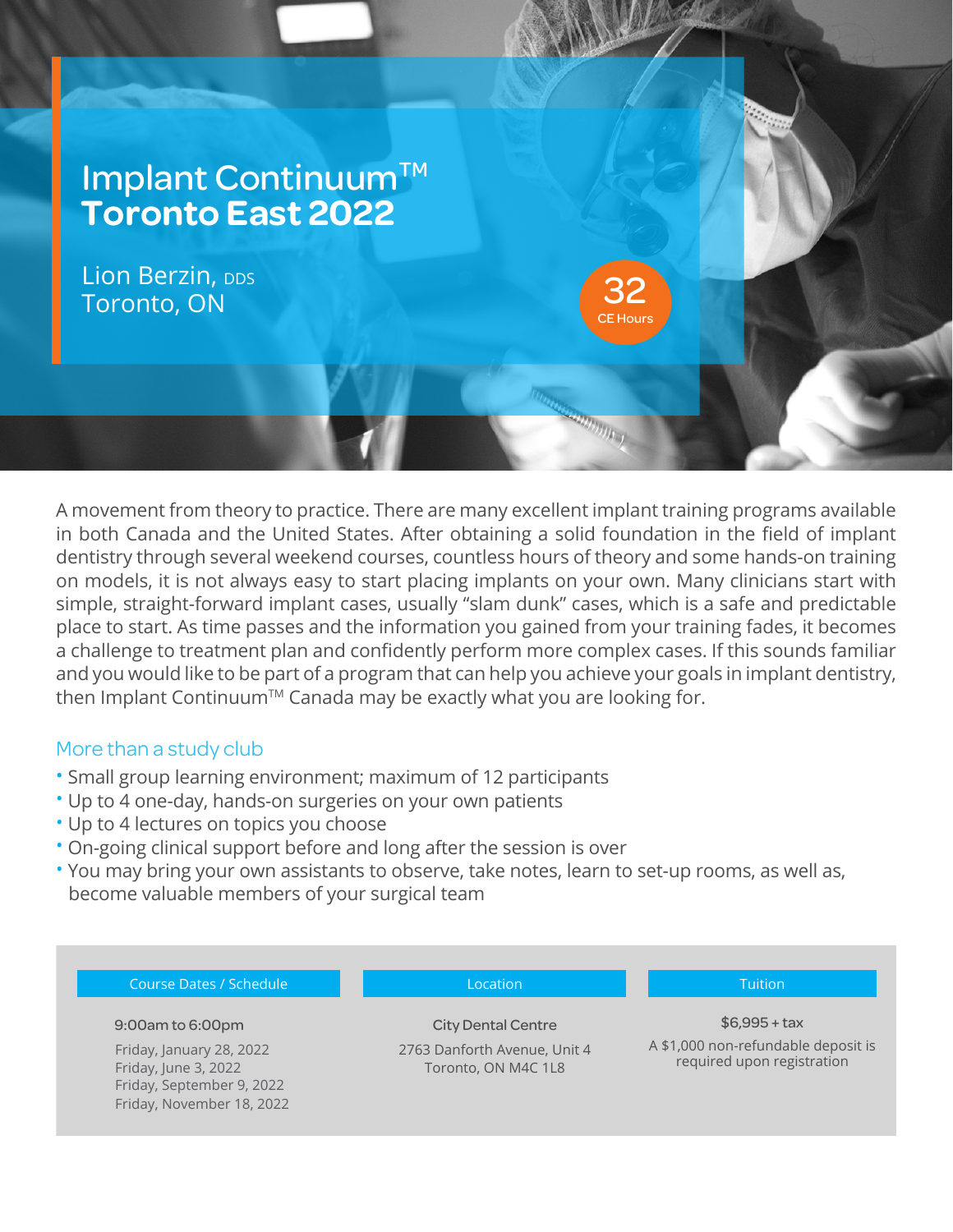# Implant Continuum™ **Toronto East 2022**

Lion Berzin, DDS
Toronto, ON

**32** CE Hours

A movement from theory to practice. There are many excellent implant training programs available in both Canada and the United States. After obtaining a solid foundation in the field of implant dentistry through several weekend courses, countless hours of theory and some hands-on training on models, it is not always easy to start placing implants on your own. Many clinicians start with simple, straight-forward implant cases, usually "slam dunk" cases, which is a safe and predictable place to start. As time passes and the information you gained from your training fades, it becomes a challenge to treatment plan and confidently perform more complex cases. If this sounds familiar and you would like to be part of a program that can help you achieve your goals in implant dentistry, then Implant Continuum™ Canada may be exactly what you are looking for.

## More than a study club

- Small group learning environment; maximum of 12 participants
- Up to 4 one-day, hands-on surgeries on your own patients
- Up to 4 lectures on topics you choose
- On-going clinical support before and long after the session is over
- You may bring your own assistants to observe, take notes, learn to set-up rooms, as well as, become valuable members of your surgical team

| Course Dates / Schedule | Location | Tuition |
|---|---|---|
| **9:00am to 6:00pm**<br>Friday, January 28, 2022<br>Friday, June 3, 2022<br>Friday, September 9, 2022<br>Friday, November 18, 2022 | **City Dental Centre**<br>2763 Danforth Avenue, Unit 4<br>Toronto, ON M4C 1L8 | **$6,995 + tax**<br>A $1,000 non-refundable deposit is required upon registration |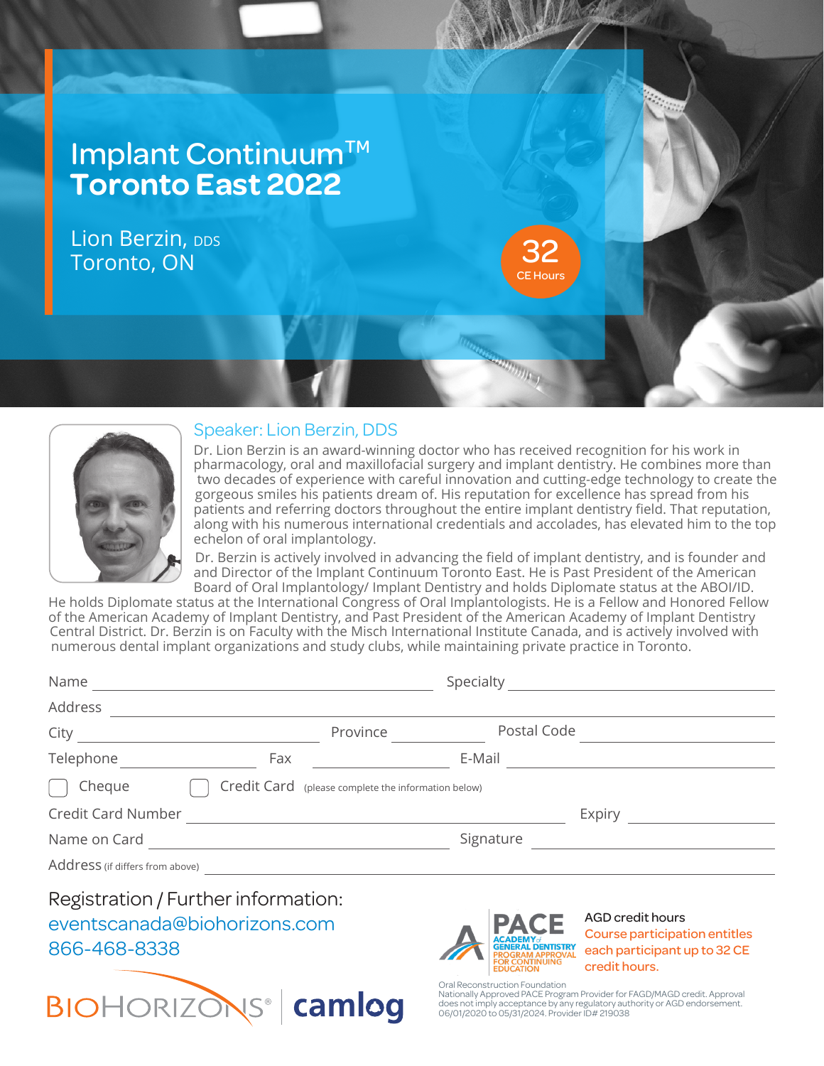# Implant Continuum™ **Toronto East 2022**

Lion Berzin, DDS
Toronto, ON

32
CE Hours

## Speaker: Lion Berzin, DDS

Dr. Lion Berzin is an award-winning doctor who has received recognition for his work in pharmacology, oral and maxillofacial surgery and implant dentistry. He combines more than two decades of experience with careful innovation and cutting-edge technology to create the gorgeous smiles his patients dream of. His reputation for excellence has spread from his patients and referring doctors throughout the entire implant dentistry field. That reputation, along with his numerous international credentials and accolades, has elevated him to the top echelon of oral implantology.

Dr. Berzin is actively involved in advancing the field of implant dentistry, and is founder and and Director of the Implant Continuum Toronto East. He is Past President of the American Board of Oral Implantology/ Implant Dentistry and holds Diplomate status at the ABOI/ID. He holds Diplomate status at the International Congress of Oral Implantologists. He is a Fellow and Honored Fellow of the American Academy of Implant Dentistry, and Past President of the American Academy of Implant Dentistry Central District. Dr. Berzin is on Faculty with the Misch International Institute Canada, and is actively involved with numerous dental implant organizations and study clubs, while maintaining private practice in Toronto.

Name ______________________ Specialty ______________________

Address ______________________

City ______________ Province __________ Postal Code ______________

Telephone ____________ Fax ____________ E-Mail ______________________

☐ Cheque ☐ Credit Card (please complete the information below)

Credit Card Number ______________________ Expiry ____________

Name on Card ______________________ Signature ______________________

Address (if differs from above) ______________________

Registration / Further information:
eventscanada@biohorizons.com
866-468-8338

BIOHORIZONS® | camlog

PACE Academy of General Dentistry Program Approval for Continuing Education

AGD credit hours
Course participation entitles each participant up to 32 CE credit hours.

Oral Reconstruction Foundation
Nationally Approved PACE Program Provider for FAGD/MAGD credit. Approval does not imply acceptance by any regulatory authority or AGD endorsement. 06/01/2020 to 05/31/2024. Provider ID# 219038